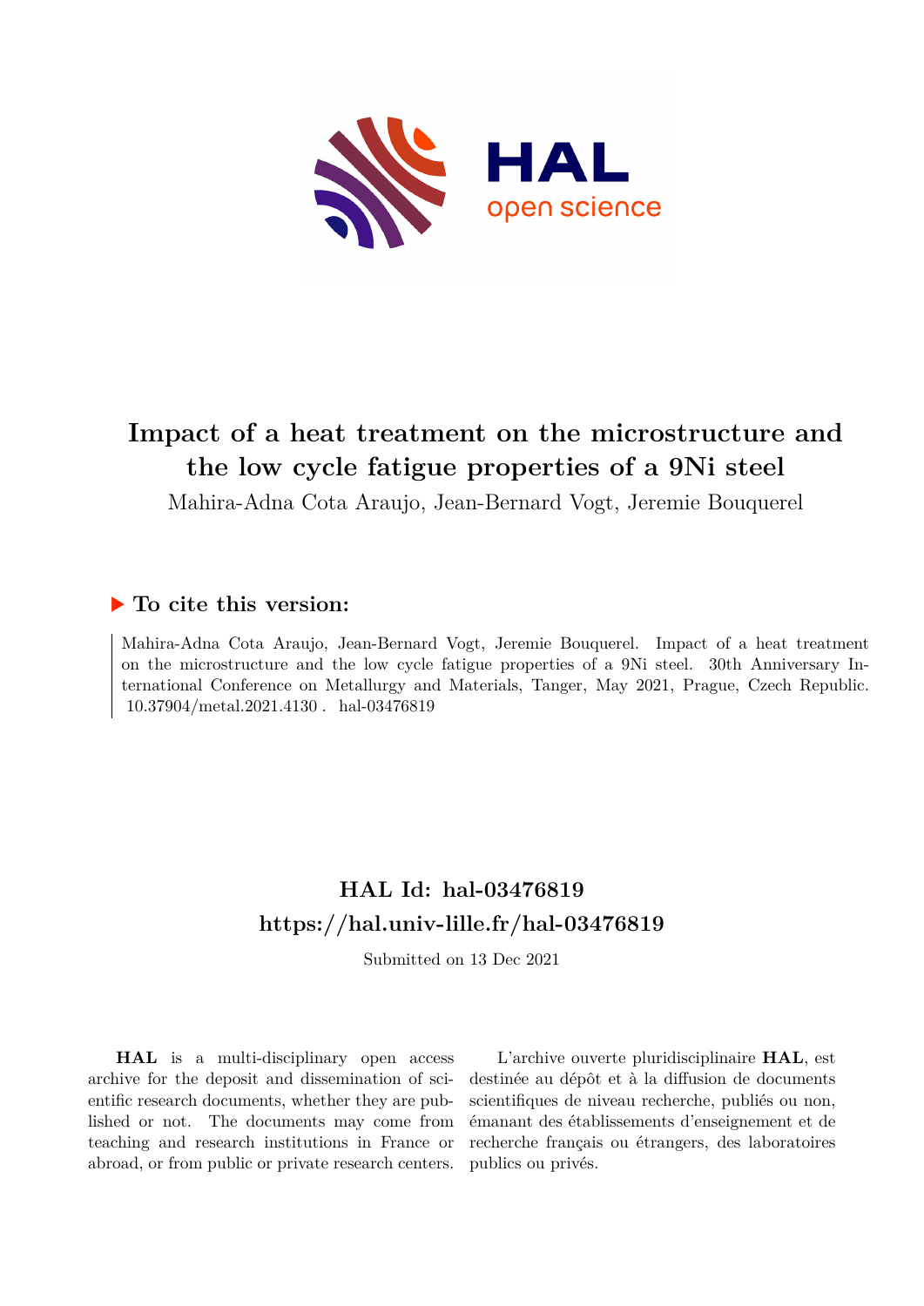# Impact of a heat treatment on the microstructure and the low cycle fatigue properties of a 9Ni steel

Mahira-Adna Cota Araujo, Jean-Bernard Vogt, Jeremie Bouquerel

## ▶ To cite this version:

Mahira-Adna Cota Araujo, Jean-Bernard Vogt, Jeremie Bouquerel. Impact of a heat treatment on the microstructure and the low cycle fatigue properties of a 9Ni steel. 30th Anniversary International Conference on Metallurgy and Materials, Tanger, May 2021, Prague, Czech Republic. 10.37904/metal.2021.4130 . hal-03476819

## HAL Id: hal-03476819

## https://hal.univ-lille.fr/hal-03476819

Submitted on 13 Dec 2021

**HAL** is a multi-disciplinary open access archive for the deposit and dissemination of scientific research documents, whether they are published or not. The documents may come from teaching and research institutions in France or abroad, or from public or private research centers.

L'archive ouverte pluridisciplinaire **HAL**, est destinée au dépôt et à la diffusion de documents scientifiques de niveau recherche, publiés ou non, émanant des établissements d'enseignement et de recherche français ou étrangers, des laboratoires publics ou privés.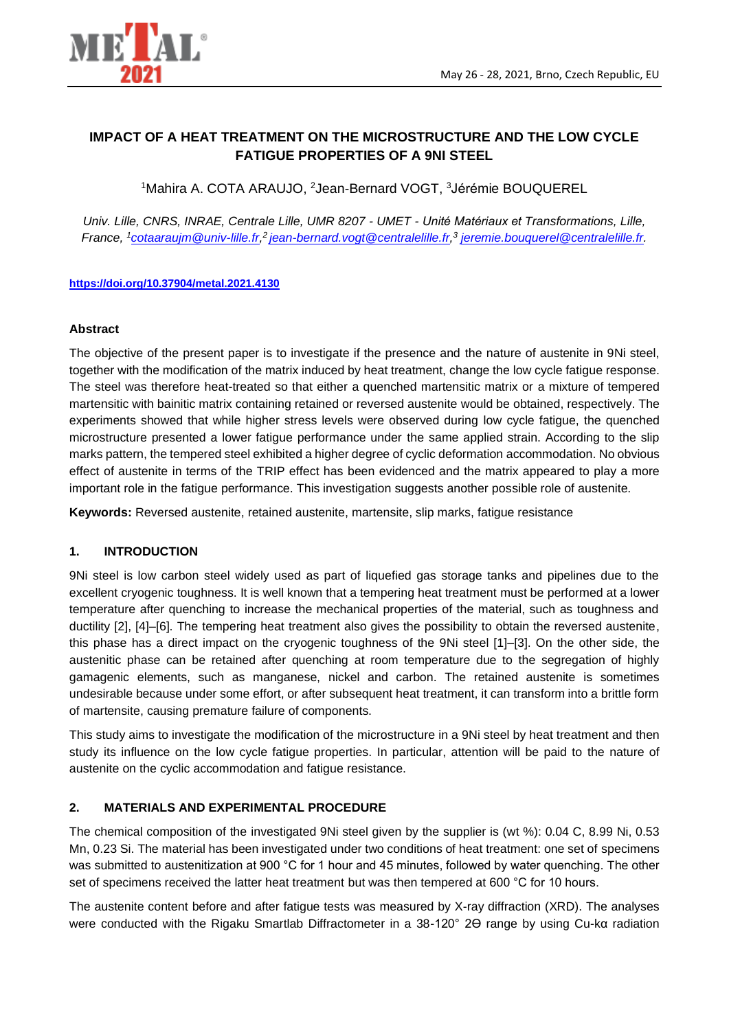# IMPACT OF A HEAT TREATMENT ON THE MICROSTRUCTURE AND THE LOW CYCLE FATIGUE PROPERTIES OF A 9NI STEEL

[1]Mahira A. COTA ARAUJO, [2]Jean-Bernard VOGT, [3]Jérémie BOUQUEREL

*Univ. Lille, CNRS, INRAE, Centrale Lille, UMR 8207 - UMET - Unité Matériaux et Transformations, Lille, France, [1]cotaaraujm@univ-lille.fr, [2] jean-bernard.vogt@centralelille.fr, [3] jeremie.bouquerel@centralelille.fr.*

**https://doi.org/10.37904/metal.2021.4130**

### Abstract

The objective of the present paper is to investigate if the presence and the nature of austenite in 9Ni steel, together with the modification of the matrix induced by heat treatment, change the low cycle fatigue response. The steel was therefore heat-treated so that either a quenched martensitic matrix or a mixture of tempered martensitic with bainitic matrix containing retained or reversed austenite would be obtained, respectively. The experiments showed that while higher stress levels were observed during low cycle fatigue, the quenched microstructure presented a lower fatigue performance under the same applied strain. According to the slip marks pattern, the tempered steel exhibited a higher degree of cyclic deformation accommodation. No obvious effect of austenite in terms of the TRIP effect has been evidenced and the matrix appeared to play a more important role in the fatigue performance. This investigation suggests another possible role of austenite.

**Keywords:** Reversed austenite, retained austenite, martensite, slip marks, fatigue resistance

## 1. INTRODUCTION

9Ni steel is low carbon steel widely used as part of liquefied gas storage tanks and pipelines due to the excellent cryogenic toughness. It is well known that a tempering heat treatment must be performed at a lower temperature after quenching to increase the mechanical properties of the material, such as toughness and ductility [2], [4]–[6]. The tempering heat treatment also gives the possibility to obtain the reversed austenite, this phase has a direct impact on the cryogenic toughness of the 9Ni steel [1]–[3]. On the other side, the austenitic phase can be retained after quenching at room temperature due to the segregation of highly gamagenic elements, such as manganese, nickel and carbon. The retained austenite is sometimes undesirable because under some effort, or after subsequent heat treatment, it can transform into a brittle form of martensite, causing premature failure of components.

This study aims to investigate the modification of the microstructure in a 9Ni steel by heat treatment and then study its influence on the low cycle fatigue properties. In particular, attention will be paid to the nature of austenite on the cyclic accommodation and fatigue resistance.

## 2. MATERIALS AND EXPERIMENTAL PROCEDURE

The chemical composition of the investigated 9Ni steel given by the supplier is (wt %): 0.04 C, 8.99 Ni, 0.53 Mn, 0.23 Si. The material has been investigated under two conditions of heat treatment: one set of specimens was submitted to austenitization at 900 °C for 1 hour and 45 minutes, followed by water quenching. The other set of specimens received the latter heat treatment but was then tempered at 600 °C for 10 hours.

The austenite content before and after fatigue tests was measured by X-ray diffraction (XRD). The analyses were conducted with the Rigaku Smartlab Diffractometer in a 38-120° 2ϴ range by using Cu-kα radiation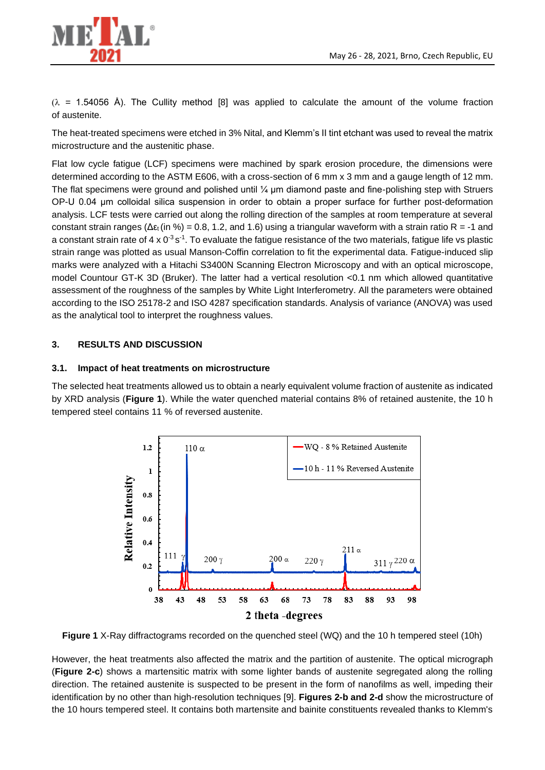($\lambda$ = 1.54056 Å). The Cullity method [8] was applied to calculate the amount of the volume fraction of austenite.

The heat-treated specimens were etched in 3% Nital, and Klemm's II tint etchant was used to reveal the matrix microstructure and the austenitic phase.

Flat low cycle fatigue (LCF) specimens were machined by spark erosion procedure, the dimensions were determined according to the ASTM E606, with a cross-section of 6 mm x 3 mm and a gauge length of 12 mm. The flat specimens were ground and polished until ¼ µm diamond paste and fine-polishing step with Struers OP-U 0.04 µm colloidal silica suspension in order to obtain a proper surface for further post-deformation analysis. LCF tests were carried out along the rolling direction of the samples at room temperature at several constant strain ranges ($\Delta\varepsilon_t$ (in %) = 0.8, 1.2, and 1.6) using a triangular waveform with a strain ratio R = -1 and a constant strain rate of 4 x $0^{-3}$ $s^{-1}$. To evaluate the fatigue resistance of the two materials, fatigue life vs plastic strain range was plotted as usual Manson-Coffin correlation to fit the experimental data. Fatigue-induced slip marks were analyzed with a Hitachi S3400N Scanning Electron Microscopy and with an optical microscope, model Countour GT-K 3D (Bruker). The latter had a vertical resolution <0.1 nm which allowed quantitative assessment of the roughness of the samples by White Light Interferometry. All the parameters were obtained according to the ISO 25178-2 and ISO 4287 specification standards. Analysis of variance (ANOVA) was used as the analytical tool to interpret the roughness values.

## 3. RESULTS AND DISCUSSION

### 3.1. Impact of heat treatments on microstructure

The selected heat treatments allowed us to obtain a nearly equivalent volume fraction of austenite as indicated by XRD analysis (**Figure 1**). While the water quenched material contains 8% of retained austenite, the 10 h tempered steel contains 11 % of reversed austenite.

**Figure 1** X-Ray diffractograms recorded on the quenched steel (WQ) and the 10 h tempered steel (10h)

However, the heat treatments also affected the matrix and the partition of austenite. The optical micrograph (**Figure 2-c**) shows a martensitic matrix with some lighter bands of austenite segregated along the rolling direction. The retained austenite is suspected to be present in the form of nanofilms as well, impeding their identification by no other than high-resolution techniques [9]. **Figures 2-b and 2-d** show the microstructure of the 10 hours tempered steel. It contains both martensite and bainite constituents revealed thanks to Klemm's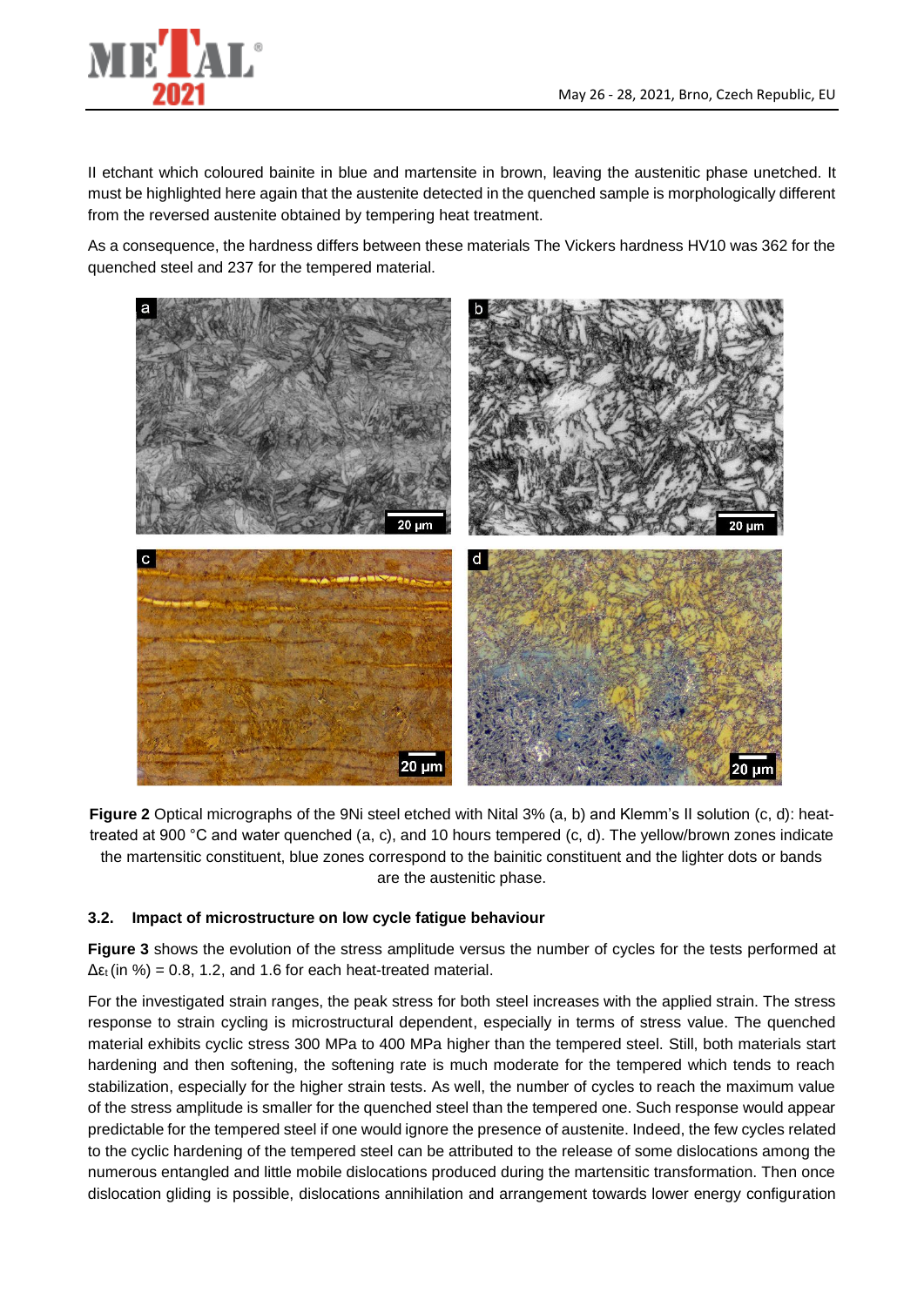II etchant which coloured bainite in blue and martensite in brown, leaving the austenitic phase unetched. It must be highlighted here again that the austenite detected in the quenched sample is morphologically different from the reversed austenite obtained by tempering heat treatment.

As a consequence, the hardness differs between these materials The Vickers hardness HV10 was 362 for the quenched steel and 237 for the tempered material.

**Figure 2** Optical micrographs of the 9Ni steel etched with Nital 3% (a, b) and Klemm's II solution (c, d): heat-treated at 900 °C and water quenched (a, c), and 10 hours tempered (c, d). The yellow/brown zones indicate the martensitic constituent, blue zones correspond to the bainitic constituent and the lighter dots or bands are the austenitic phase.

### 3.2. Impact of microstructure on low cycle fatigue behaviour

**Figure 3** shows the evolution of the stress amplitude versus the number of cycles for the tests performed at $\Delta\varepsilon_t$ (in %) = 0.8, 1.2, and 1.6 for each heat-treated material.

For the investigated strain ranges, the peak stress for both steel increases with the applied strain. The stress response to strain cycling is microstructural dependent, especially in terms of stress value. The quenched material exhibits cyclic stress 300 MPa to 400 MPa higher than the tempered steel. Still, both materials start hardening and then softening, the softening rate is much moderate for the tempered which tends to reach stabilization, especially for the higher strain tests. As well, the number of cycles to reach the maximum value of the stress amplitude is smaller for the quenched steel than the tempered one. Such response would appear predictable for the tempered steel if one would ignore the presence of austenite. Indeed, the few cycles related to the cyclic hardening of the tempered steel can be attributed to the release of some dislocations among the numerous entangled and little mobile dislocations produced during the martensitic transformation. Then once dislocation gliding is possible, dislocations annihilation and arrangement towards lower energy configuration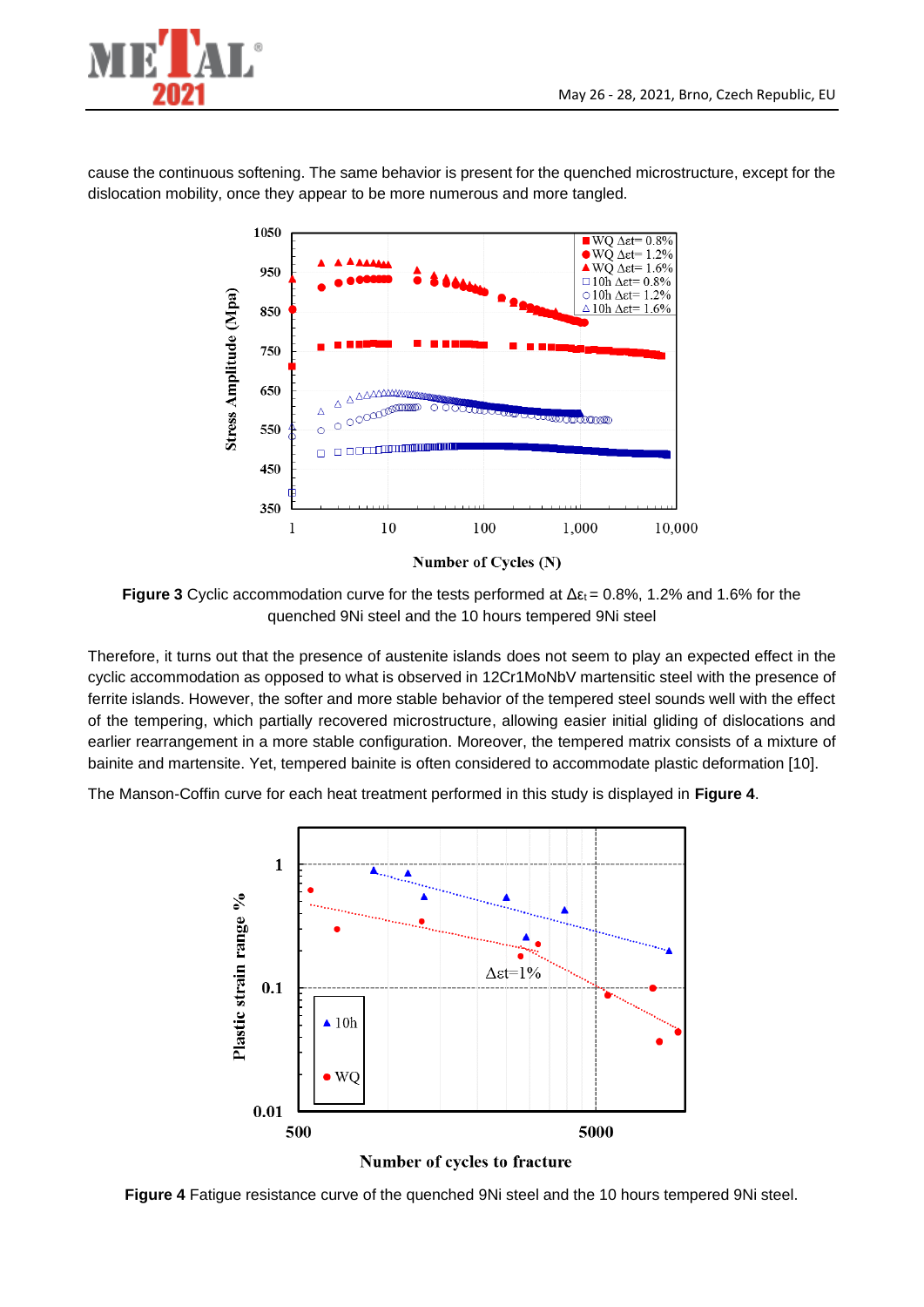cause the continuous softening. The same behavior is present for the quenched microstructure, except for the dislocation mobility, once they appear to be more numerous and more tangled.

**Figure 3** Cyclic accommodation curve for the tests performed at $\Delta\varepsilon_t$ = 0.8%, 1.2% and 1.6% for the quenched 9Ni steel and the 10 hours tempered 9Ni steel

Therefore, it turns out that the presence of austenite islands does not seem to play an expected effect in the cyclic accommodation as opposed to what is observed in 12Cr1MoNbV martensitic steel with the presence of ferrite islands. However, the softer and more stable behavior of the tempered steel sounds well with the effect of the tempering, which partially recovered microstructure, allowing easier initial gliding of dislocations and earlier rearrangement in a more stable configuration. Moreover, the tempered matrix consists of a mixture of bainite and martensite. Yet, tempered bainite is often considered to accommodate plastic deformation [10].

The Manson-Coffin curve for each heat treatment performed in this study is displayed in **Figure 4**.

**Figure 4** Fatigue resistance curve of the quenched 9Ni steel and the 10 hours tempered 9Ni steel.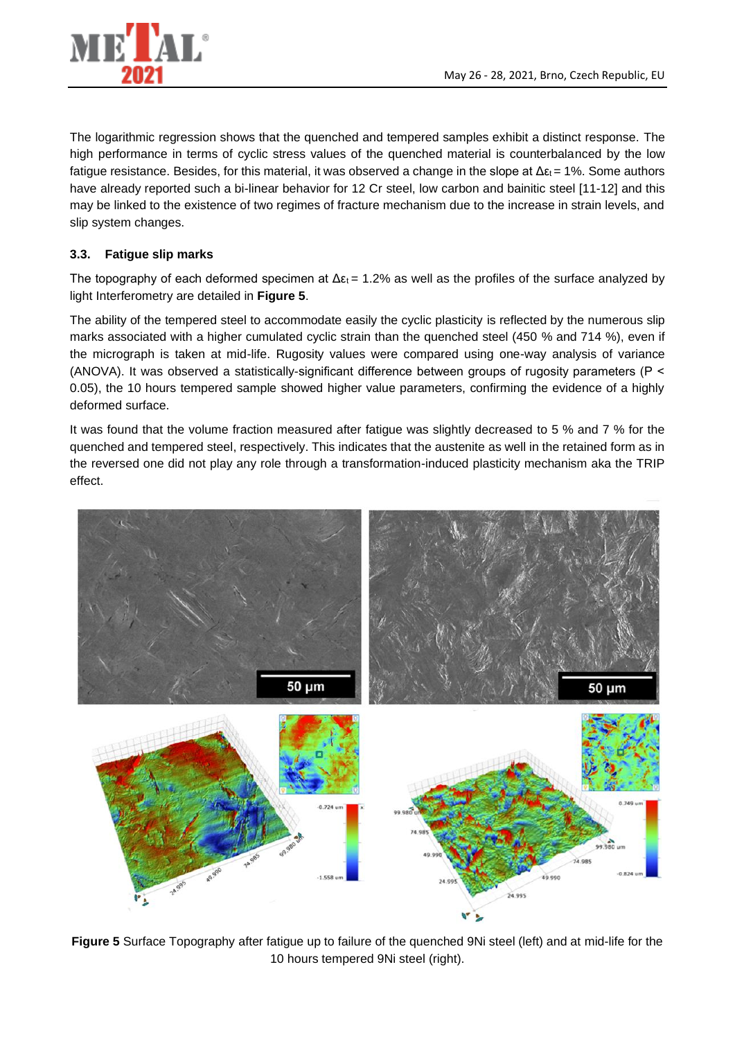The logarithmic regression shows that the quenched and tempered samples exhibit a distinct response. The high performance in terms of cyclic stress values of the quenched material is counterbalanced by the low fatigue resistance. Besides, for this material, it was observed a change in the slope at $\Delta\varepsilon_t = 1\%$. Some authors have already reported such a bi-linear behavior for 12 Cr steel, low carbon and bainitic steel [11-12] and this may be linked to the existence of two regimes of fracture mechanism due to the increase in strain levels, and slip system changes.

### 3.3. Fatigue slip marks

The topography of each deformed specimen at $\Delta\varepsilon_t = 1.2\%$ as well as the profiles of the surface analyzed by light Interferometry are detailed in **Figure 5**.

The ability of the tempered steel to accommodate easily the cyclic plasticity is reflected by the numerous slip marks associated with a higher cumulated cyclic strain than the quenched steel (450 % and 714 %), even if the micrograph is taken at mid-life. Rugosity values were compared using one-way analysis of variance (ANOVA). It was observed a statistically-significant difference between groups of rugosity parameters ($P < 0.05$), the 10 hours tempered sample showed higher value parameters, confirming the evidence of a highly deformed surface.

It was found that the volume fraction measured after fatigue was slightly decreased to 5 % and 7 % for the quenched and tempered steel, respectively. This indicates that the austenite as well in the retained form as in the reversed one did not play any role through a transformation-induced plasticity mechanism aka the TRIP effect.

**Figure 5** Surface Topography after fatigue up to failure of the quenched 9Ni steel (left) and at mid-life for the 10 hours tempered 9Ni steel (right).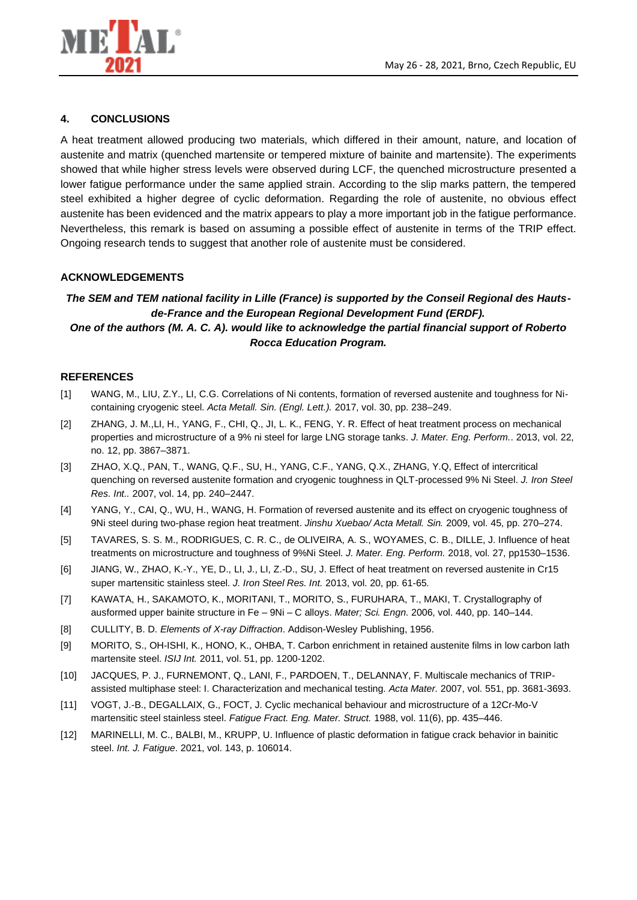## 4. CONCLUSIONS

A heat treatment allowed producing two materials, which differed in their amount, nature, and location of austenite and matrix (quenched martensite or tempered mixture of bainite and martensite). The experiments showed that while higher stress levels were observed during LCF, the quenched microstructure presented a lower fatigue performance under the same applied strain. According to the slip marks pattern, the tempered steel exhibited a higher degree of cyclic deformation. Regarding the role of austenite, no obvious effect austenite has been evidenced and the matrix appears to play a more important job in the fatigue performance. Nevertheless, this remark is based on assuming a possible effect of austenite in terms of the TRIP effect. Ongoing research tends to suggest that another role of austenite must be considered.

## ACKNOWLEDGEMENTS

***The SEM and TEM national facility in Lille (France) is supported by the Conseil Regional des Hauts-de-France and the European Regional Development Fund (ERDF).***
***One of the authors (M. A. C. A). would like to acknowledge the partial financial support of Roberto Rocca Education Program.***

## REFERENCES

[1] WANG, M., LIU, Z.Y., LI, C.G. Correlations of Ni contents, formation of reversed austenite and toughness for Ni-containing cryogenic steel. *Acta Metall. Sin. (Engl. Lett.).* 2017, vol. 30, pp. 238–249.

[2] ZHANG, J. M.,LI, H., YANG, F., CHI, Q., JI, L. K., FENG, Y. R. Effect of heat treatment process on mechanical properties and microstructure of a 9% ni steel for large LNG storage tanks. *J. Mater. Eng. Perform..* 2013, vol. 22, no. 12, pp. 3867–3871.

[3] ZHAO, X.Q., PAN, T., WANG, Q.F., SU, H., YANG, C.F., YANG, Q.X., ZHANG, Y.Q, Effect of intercritical quenching on reversed austenite formation and cryogenic toughness in QLT-processed 9% Ni Steel. *J. Iron Steel Res. Int..* 2007, vol. 14, pp. 240–2447.

[4] YANG, Y., CAI, Q., WU, H., WANG, H. Formation of reversed austenite and its effect on cryogenic toughness of 9Ni steel during two-phase region heat treatment. *Jinshu Xuebao/ Acta Metall. Sin.* 2009, vol. 45, pp. 270–274.

[5] TAVARES, S. S. M., RODRIGUES, C. R. C., de OLIVEIRA, A. S., WOYAMES, C. B., DILLE, J. Influence of heat treatments on microstructure and toughness of 9%Ni Steel. *J. Mater. Eng. Perform.* 2018, vol. 27, pp1530–1536.

[6] JIANG, W., ZHAO, K.-Y., YE, D., LI, J., LI, Z.-D., SU, J. Effect of heat treatment on reversed austenite in Cr15 super martensitic stainless steel. *J. Iron Steel Res. Int.* 2013, vol. 20, pp. 61-65.

[7] KAWATA, H., SAKAMOTO, K., MORITANI, T., MORITO, S., FURUHARA, T., MAKI, T. Crystallography of ausformed upper bainite structure in Fe – 9Ni – C alloys. *Mater; Sci. Engn.* 2006, vol. 440, pp. 140–144.

[8] CULLITY, B. D. *Elements of X-ray Diffraction*. Addison-Wesley Publishing, 1956.

[9] MORITO, S., OH-ISHI, K., HONO, K., OHBA, T. Carbon enrichment in retained austenite films in low carbon lath martensite steel. *ISIJ Int.* 2011, vol. 51, pp. 1200-1202.

[10] JACQUES, P. J., FURNEMONT, Q., LANI, F., PARDOEN, T., DELANNAY, F. Multiscale mechanics of TRIP-assisted multiphase steel: I. Characterization and mechanical testing. *Acta Mater.* 2007, vol. 551, pp. 3681-3693.

[11] VOGT, J.-B., DEGALLAIX, G., FOCT, J. Cyclic mechanical behaviour and microstructure of a 12Cr-Mo-V martensitic steel stainless steel. *Fatigue Fract. Eng. Mater. Struct.* 1988, vol. 11(6), pp. 435–446.

[12] MARINELLI, M. C., BALBI, M., KRUPP, U. Influence of plastic deformation in fatigue crack behavior in bainitic steel. *Int. J. Fatigue*. 2021, vol. 143, p. 106014.